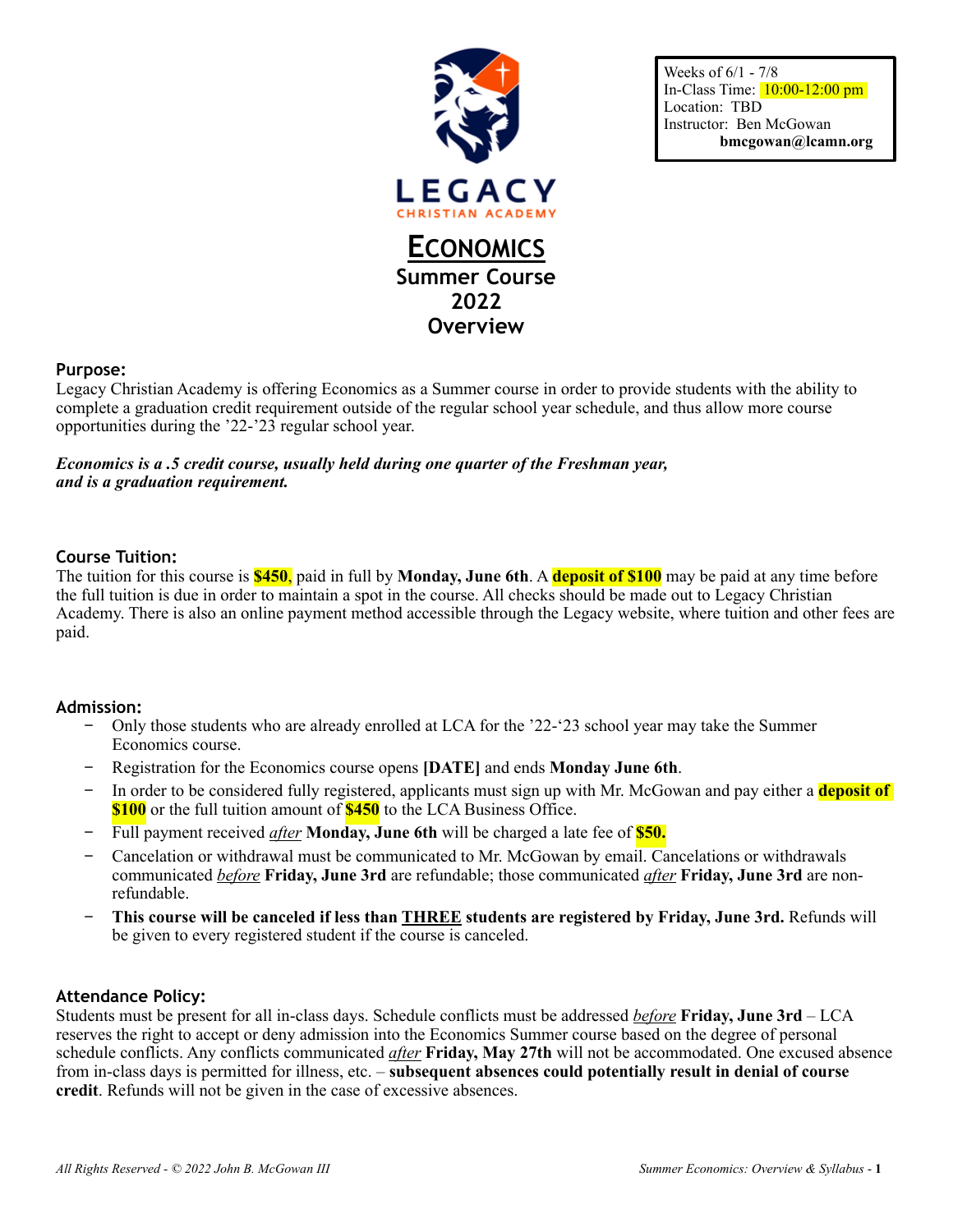Weeks of 6/1 - 7/8
In-Class Time: 10:00-12:00 pm
Location: TBD
Instructor: Ben McGowan
**bmcgowan@lcamn.org**

LEGACY
CHRISTIAN ACADEMY

# ECONOMICS
## Summer Course 2022 Overview

### Purpose:

Legacy Christian Academy is offering Economics as a Summer course in order to provide students with the ability to complete a graduation credit requirement outside of the regular school year schedule, and thus allow more course opportunities during the '22-'23 regular school year.

***Economics is a .5 credit course, usually held during one quarter of the Freshman year, and is a graduation requirement.***

### Course Tuition:

The tuition for this course is **$450**, paid in full by **Monday, June 6th**. A **deposit of $100** may be paid at any time before the full tuition is due in order to maintain a spot in the course. All checks should be made out to Legacy Christian Academy. There is also an online payment method accessible through the Legacy website, where tuition and other fees are paid.

### Admission:

- Only those students who are already enrolled at LCA for the '22-'23 school year may take the Summer Economics course.
- Registration for the Economics course opens **[DATE]** and ends **Monday June 6th**.
- In order to be considered fully registered, applicants must sign up with Mr. McGowan and pay either a **deposit of $100** or the full tuition amount of **$450** to the LCA Business Office.
- Full payment received *after* **Monday, June 6th** will be charged a late fee of **$50.**
- Cancelation or withdrawal must be communicated to Mr. McGowan by email. Cancelations or withdrawals communicated *before* **Friday, June 3rd** are refundable; those communicated *after* **Friday, June 3rd** are non-refundable.
- **This course will be canceled if less than THREE students are registered by Friday, June 3rd.** Refunds will be given to every registered student if the course is canceled.

### Attendance Policy:

Students must be present for all in-class days. Schedule conflicts must be addressed *before* **Friday, June 3rd** – LCA reserves the right to accept or deny admission into the Economics Summer course based on the degree of personal schedule conflicts. Any conflicts communicated *after* **Friday, May 27th** will not be accommodated. One excused absence from in-class days is permitted for illness, etc. – **subsequent absences could potentially result in denial of course credit**. Refunds will not be given in the case of excessive absences.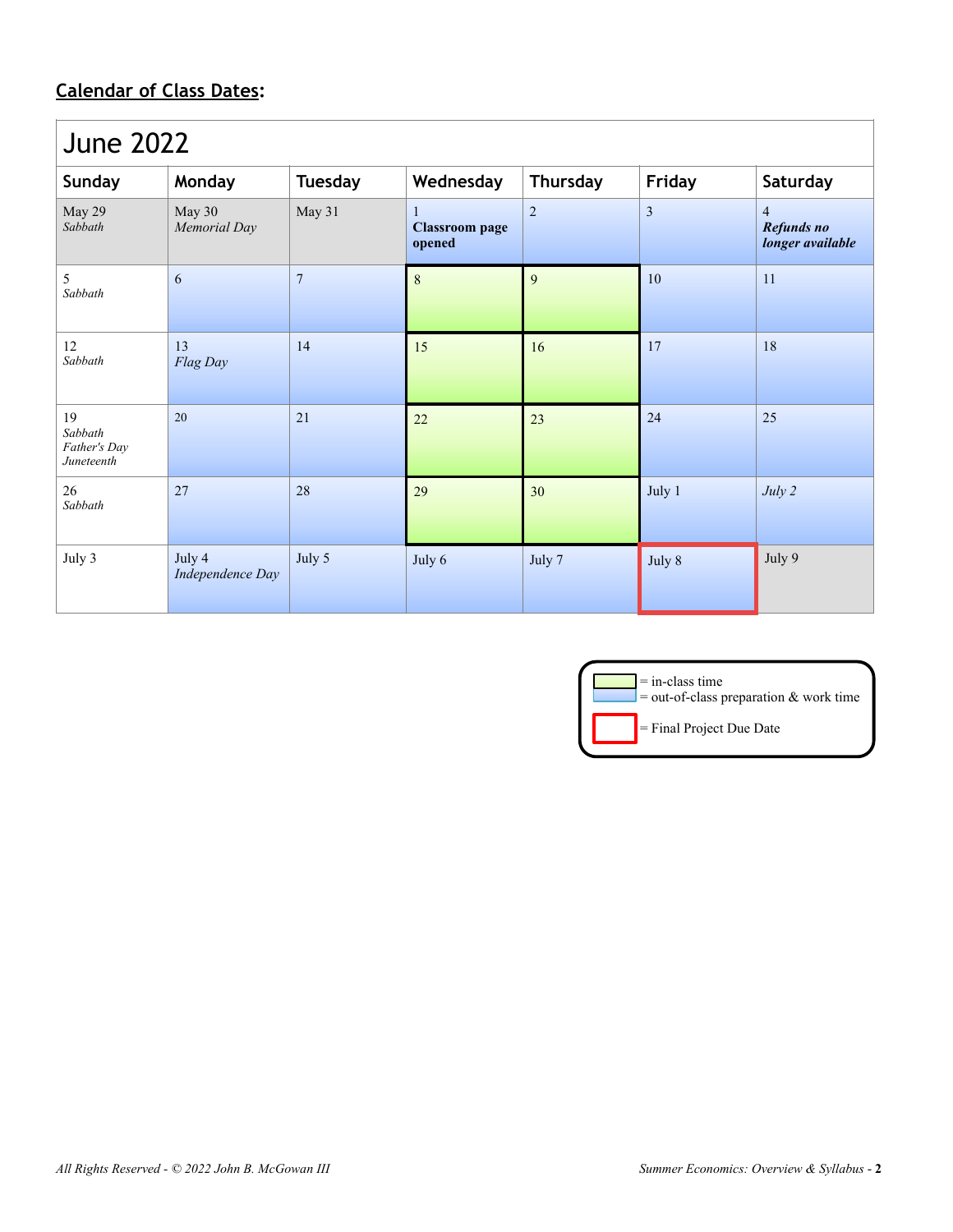**Calendar of Class Dates**:

| June 2022 | | | | | | |
|---|---|---|---|---|---|---|
| **Sunday** | **Monday** | **Tuesday** | **Wednesday** | **Thursday** | **Friday** | **Saturday** |
| May 29 *Sabbath* | May 30 *Memorial Day* | May 31 | 1 **Classroom page opened** | 2 | 3 | 4 ***Refunds no longer available*** |
| 5 *Sabbath* | 6 | 7 | 8 | 9 | 10 | 11 |
| 12 *Sabbath* | 13 *Flag Day* | 14 | 15 | 16 | 17 | 18 |
| 19 *Sabbath* *Father's Day* *Juneteenth* | 20 | 21 | 22 | 23 | 24 | 25 |
| 26 *Sabbath* | 27 | 28 | 29 | 30 | July 1 | *July 2* |
| July 3 | July 4 *Independence Day* | July 5 | July 6 | July 7 | July 8 | July 9 |

Legend:
- (green) = in-class time
- (blue) = out-of-class preparation & work time
- (red box) = Final Project Due Date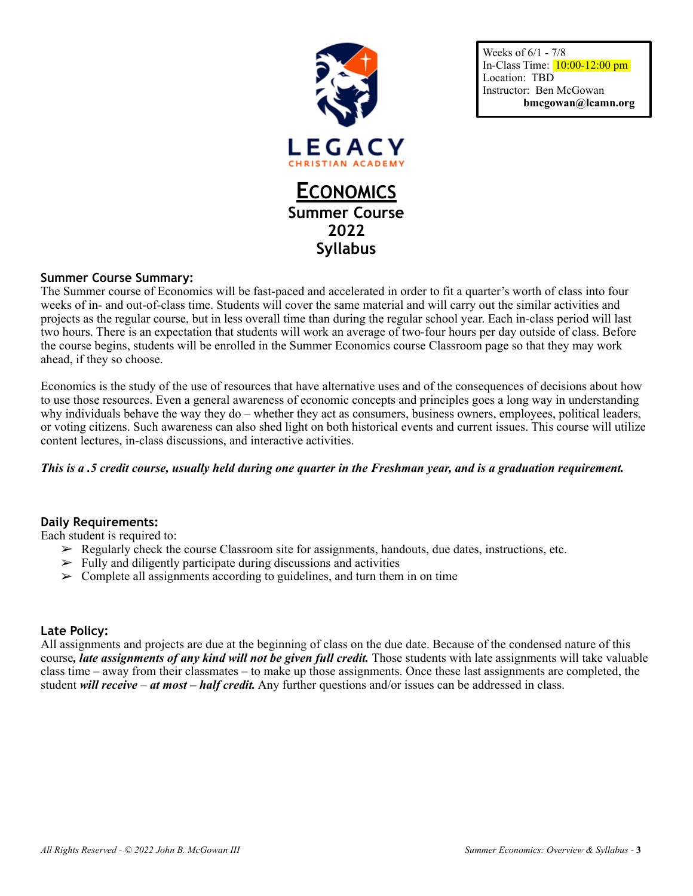Weeks of 6/1 - 7/8
In-Class Time: 10:00-12:00 pm
Location: TBD
Instructor: Ben McGowan
**bmcgowan@lcamn.org**

LEGACY
CHRISTIAN ACADEMY

# Economics
## Summer Course
## 2022
## Syllabus

### Summer Course Summary:

The Summer course of Economics will be fast-paced and accelerated in order to fit a quarter's worth of class into four weeks of in- and out-of-class time. Students will cover the same material and will carry out the similar activities and projects as the regular course, but in less overall time than during the regular school year. Each in-class period will last two hours. There is an expectation that students will work an average of two-four hours per day outside of class. Before the course begins, students will be enrolled in the Summer Economics course Classroom page so that they may work ahead, if they so choose.

Economics is the study of the use of resources that have alternative uses and of the consequences of decisions about how to use those resources. Even a general awareness of economic concepts and principles goes a long way in understanding why individuals behave the way they do – whether they act as consumers, business owners, employees, political leaders, or voting citizens. Such awareness can also shed light on both historical events and current issues. This course will utilize content lectures, in-class discussions, and interactive activities.

***This is a .5 credit course, usually held during one quarter in the Freshman year, and is a graduation requirement.***

### Daily Requirements:

Each student is required to:

- ➢ Regularly check the course Classroom site for assignments, handouts, due dates, instructions, etc.
- ➢ Fully and diligently participate during discussions and activities
- ➢ Complete all assignments according to guidelines, and turn them in on time

### Late Policy:

All assignments and projects are due at the beginning of class on the due date. Because of the condensed nature of this course***, late assignments of any kind will not be given full credit.*** Those students with late assignments will take valuable class time – away from their classmates – to make up those assignments. Once these last assignments are completed, the student ***will receive*** – ***at most – half credit.*** Any further questions and/or issues can be addressed in class.

*All Rights Reserved - © 2022 John B. McGowan III*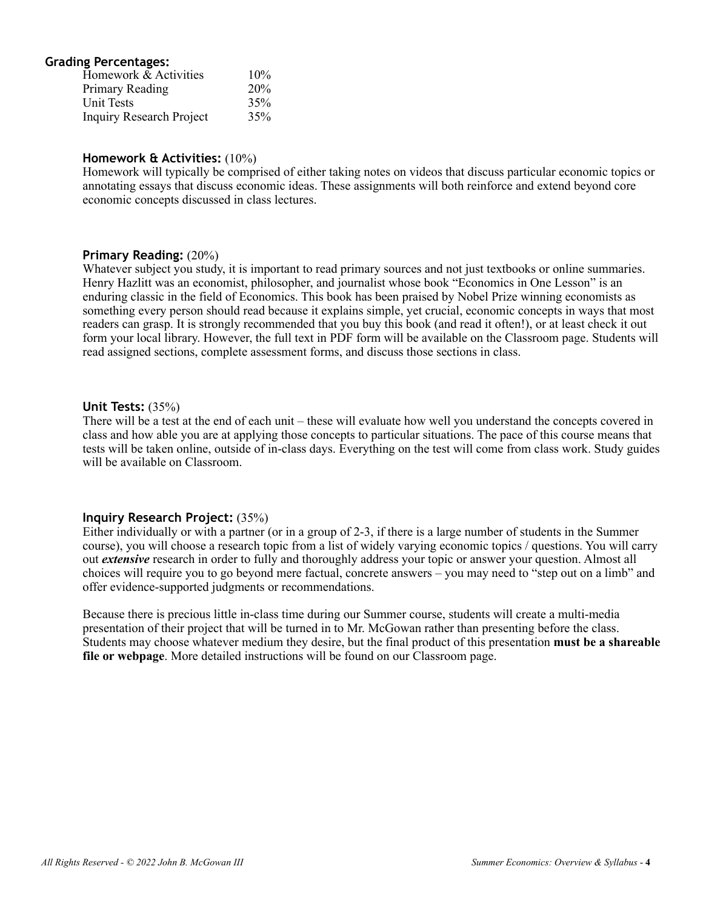## Grading Percentages:

| | |
|---|---|
| Homework & Activities | 10% |
| Primary Reading | 20% |
| Unit Tests | 35% |
| Inquiry Research Project | 35% |

### Homework & Activities: (10%)

Homework will typically be comprised of either taking notes on videos that discuss particular economic topics or annotating essays that discuss economic ideas. These assignments will both reinforce and extend beyond core economic concepts discussed in class lectures.

### Primary Reading: (20%)

Whatever subject you study, it is important to read primary sources and not just textbooks or online summaries. Henry Hazlitt was an economist, philosopher, and journalist whose book "Economics in One Lesson" is an enduring classic in the field of Economics. This book has been praised by Nobel Prize winning economists as something every person should read because it explains simple, yet crucial, economic concepts in ways that most readers can grasp. It is strongly recommended that you buy this book (and read it often!), or at least check it out form your local library. However, the full text in PDF form will be available on the Classroom page. Students will read assigned sections, complete assessment forms, and discuss those sections in class.

### Unit Tests: (35%)

There will be a test at the end of each unit – these will evaluate how well you understand the concepts covered in class and how able you are at applying those concepts to particular situations. The pace of this course means that tests will be taken online, outside of in-class days. Everything on the test will come from class work. Study guides will be available on Classroom.

### Inquiry Research Project: (35%)

Either individually or with a partner (or in a group of 2-3, if there is a large number of students in the Summer course), you will choose a research topic from a list of widely varying economic topics / questions. You will carry out ***extensive*** research in order to fully and thoroughly address your topic or answer your question. Almost all choices will require you to go beyond mere factual, concrete answers – you may need to "step out on a limb" and offer evidence-supported judgments or recommendations.

Because there is precious little in-class time during our Summer course, students will create a multi-media presentation of their project that will be turned in to Mr. McGowan rather than presenting before the class. Students may choose whatever medium they desire, but the final product of this presentation **must be a shareable file or webpage**. More detailed instructions will be found on our Classroom page.